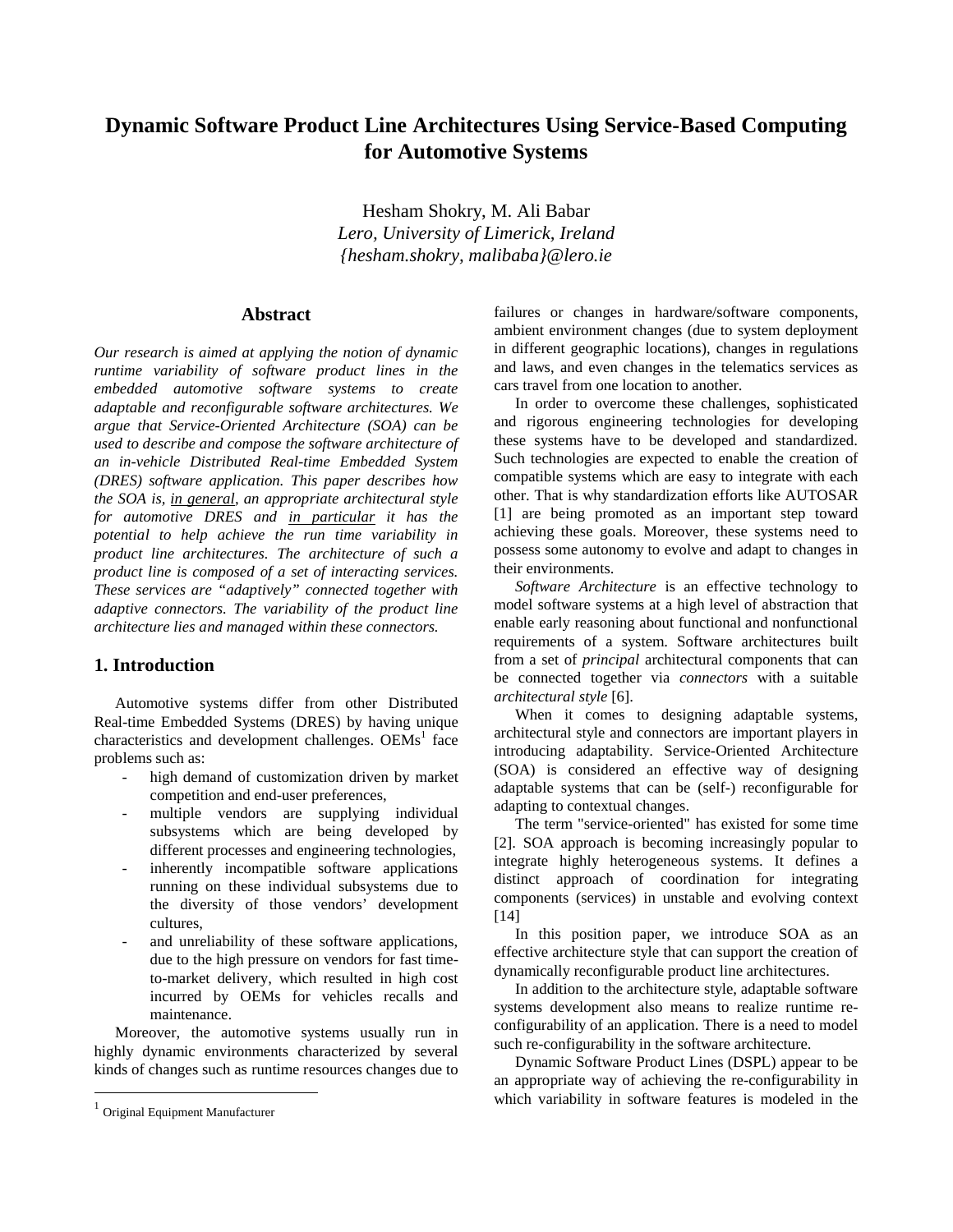# Dynamic Software Product Line Architectures Using Service-Based Computing for Automotive Systems

Hesham Shokry, M. Ali Babar
*Lero, University of Limerick, Ireland*
*{hesham.shokry, malibaba}@lero.ie*

## Abstract

*Our research is aimed at applying the notion of dynamic runtime variability of software product lines in the embedded automotive software systems to create adaptable and reconfigurable software architectures. We argue that Service-Oriented Architecture (SOA) can be used to describe and compose the software architecture of an in-vehicle Distributed Real-time Embedded System (DRES) software application. This paper describes how the SOA is, <u>in general</u>, an appropriate architectural style for automotive DRES and <u>in particular</u> it has the potential to help achieve the run time variability in product line architectures. The architecture of such a product line is composed of a set of interacting services. These services are "adaptively" connected together with adaptive connectors. The variability of the product line architecture lies and managed within these connectors.*

## 1. Introduction

Automotive systems differ from other Distributed Real-time Embedded Systems (DRES) by having unique characteristics and development challenges. OEMs[1] face problems such as:

- high demand of customization driven by market competition and end-user preferences,
- multiple vendors are supplying individual subsystems which are being developed by different processes and engineering technologies,
- inherently incompatible software applications running on these individual subsystems due to the diversity of those vendors' development cultures,
- and unreliability of these software applications, due to the high pressure on vendors for fast time-to-market delivery, which resulted in high cost incurred by OEMs for vehicles recalls and maintenance.

Moreover, the automotive systems usually run in highly dynamic environments characterized by several kinds of changes such as runtime resources changes due to failures or changes in hardware/software components, ambient environment changes (due to system deployment in different geographic locations), changes in regulations and laws, and even changes in the telematics services as cars travel from one location to another.

In order to overcome these challenges, sophisticated and rigorous engineering technologies for developing these systems have to be developed and standardized. Such technologies are expected to enable the creation of compatible systems which are easy to integrate with each other. That is why standardization efforts like AUTOSAR [1] are being promoted as an important step toward achieving these goals. Moreover, these systems need to possess some autonomy to evolve and adapt to changes in their environments.

*Software Architecture* is an effective technology to model software systems at a high level of abstraction that enable early reasoning about functional and nonfunctional requirements of a system. Software architectures built from a set of *principal* architectural components that can be connected together via *connectors* with a suitable *architectural style* [6].

When it comes to designing adaptable systems, architectural style and connectors are important players in introducing adaptability. Service-Oriented Architecture (SOA) is considered an effective way of designing adaptable systems that can be (self-) reconfigurable for adapting to contextual changes.

The term "service-oriented" has existed for some time [2]. SOA approach is becoming increasingly popular to integrate highly heterogeneous systems. It defines a distinct approach of coordination for integrating components (services) in unstable and evolving context [14]

In this position paper, we introduce SOA as an effective architecture style that can support the creation of dynamically reconfigurable product line architectures.

In addition to the architecture style, adaptable software systems development also means to realize runtime re-configurability of an application. There is a need to model such re-configurability in the software architecture.

Dynamic Software Product Lines (DSPL) appear to be an appropriate way of achieving the re-configurability in which variability in software features is modeled in the

[1] Original Equipment Manufacturer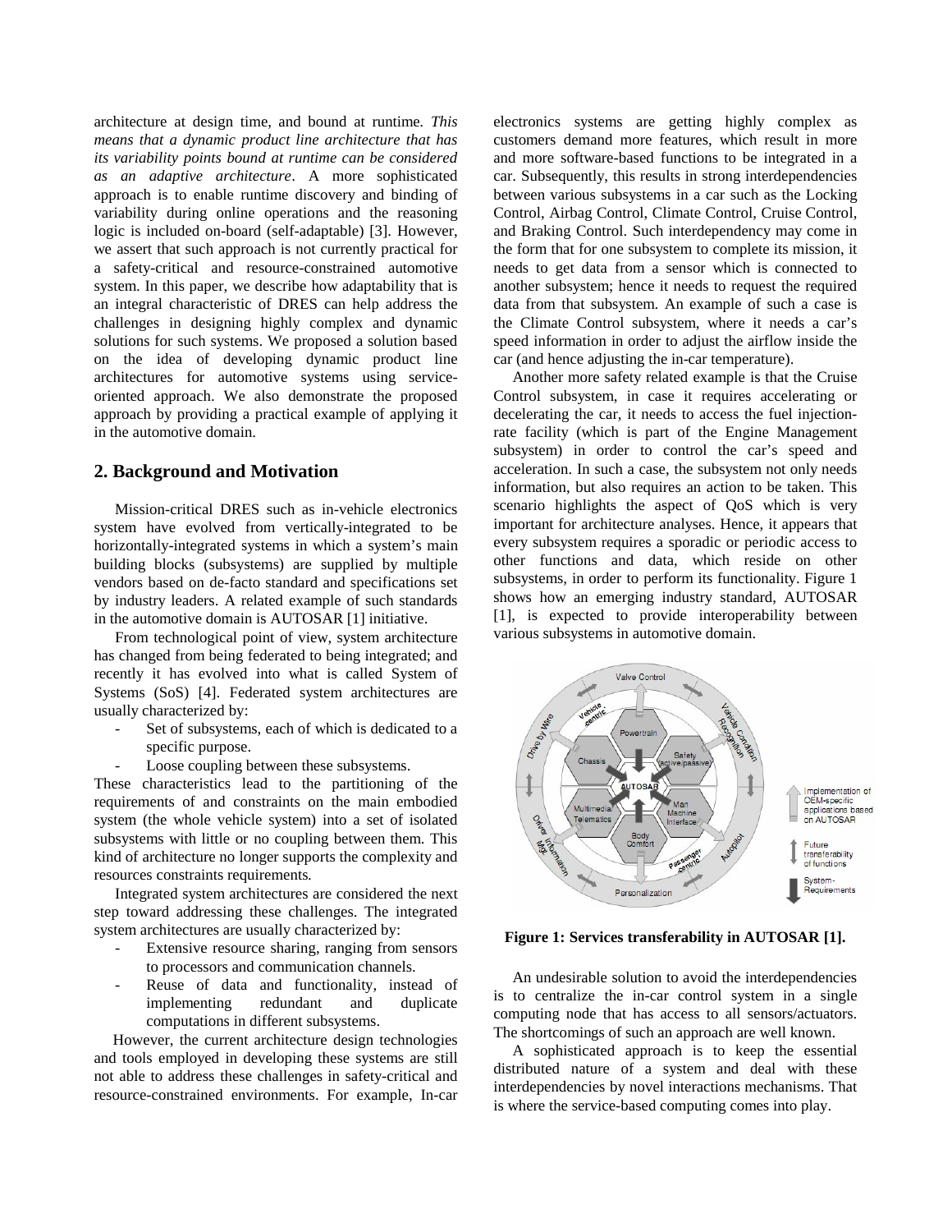architecture at design time, and bound at runtime. *This means that a dynamic product line architecture that has its variability points bound at runtime can be considered as an adaptive architecture*. A more sophisticated approach is to enable runtime discovery and binding of variability during online operations and the reasoning logic is included on-board (self-adaptable) [3]. However, we assert that such approach is not currently practical for a safety-critical and resource-constrained automotive system. In this paper, we describe how adaptability that is an integral characteristic of DRES can help address the challenges in designing highly complex and dynamic solutions for such systems. We proposed a solution based on the idea of developing dynamic product line architectures for automotive systems using service-oriented approach. We also demonstrate the proposed approach by providing a practical example of applying it in the automotive domain.

## 2. Background and Motivation

Mission-critical DRES such as in-vehicle electronics system have evolved from vertically-integrated to be horizontally-integrated systems in which a system's main building blocks (subsystems) are supplied by multiple vendors based on de-facto standard and specifications set by industry leaders. A related example of such standards in the automotive domain is AUTOSAR [1] initiative.

From technological point of view, system architecture has changed from being federated to being integrated; and recently it has evolved into what is called System of Systems (SoS) [4]. Federated system architectures are usually characterized by:

- Set of subsystems, each of which is dedicated to a specific purpose.
- Loose coupling between these subsystems.

These characteristics lead to the partitioning of the requirements of and constraints on the main embodied system (the whole vehicle system) into a set of isolated subsystems with little or no coupling between them. This kind of architecture no longer supports the complexity and resources constraints requirements.

Integrated system architectures are considered the next step toward addressing these challenges. The integrated system architectures are usually characterized by:

- Extensive resource sharing, ranging from sensors to processors and communication channels.
- Reuse of data and functionality, instead of implementing redundant and duplicate computations in different subsystems.

However, the current architecture design technologies and tools employed in developing these systems are still not able to address these challenges in safety-critical and resource-constrained environments. For example, In-car electronics systems are getting highly complex as customers demand more features, which result in more and more software-based functions to be integrated in a car. Subsequently, this results in strong interdependencies between various subsystems in a car such as the Locking Control, Airbag Control, Climate Control, Cruise Control, and Braking Control. Such interdependency may come in the form that for one subsystem to complete its mission, it needs to get data from a sensor which is connected to another subsystem; hence it needs to request the required data from that subsystem. An example of such a case is the Climate Control subsystem, where it needs a car's speed information in order to adjust the airflow inside the car (and hence adjusting the in-car temperature).

Another more safety related example is that the Cruise Control subsystem, in case it requires accelerating or decelerating the car, it needs to access the fuel injection-rate facility (which is part of the Engine Management subsystem) in order to control the car's speed and acceleration. In such a case, the subsystem not only needs information, but also requires an action to be taken. This scenario highlights the aspect of QoS which is very important for architecture analyses. Hence, it appears that every subsystem requires a sporadic or periodic access to other functions and data, which reside on other subsystems, in order to perform its functionality. Figure 1 shows how an emerging industry standard, AUTOSAR [1], is expected to provide interoperability between various subsystems in automotive domain.

**Figure 1: Services transferability in AUTOSAR [1].**

An undesirable solution to avoid the interdependencies is to centralize the in-car control system in a single computing node that has access to all sensors/actuators. The shortcomings of such an approach are well known.

A sophisticated approach is to keep the essential distributed nature of a system and deal with these interdependencies by novel interactions mechanisms. That is where the service-based computing comes into play.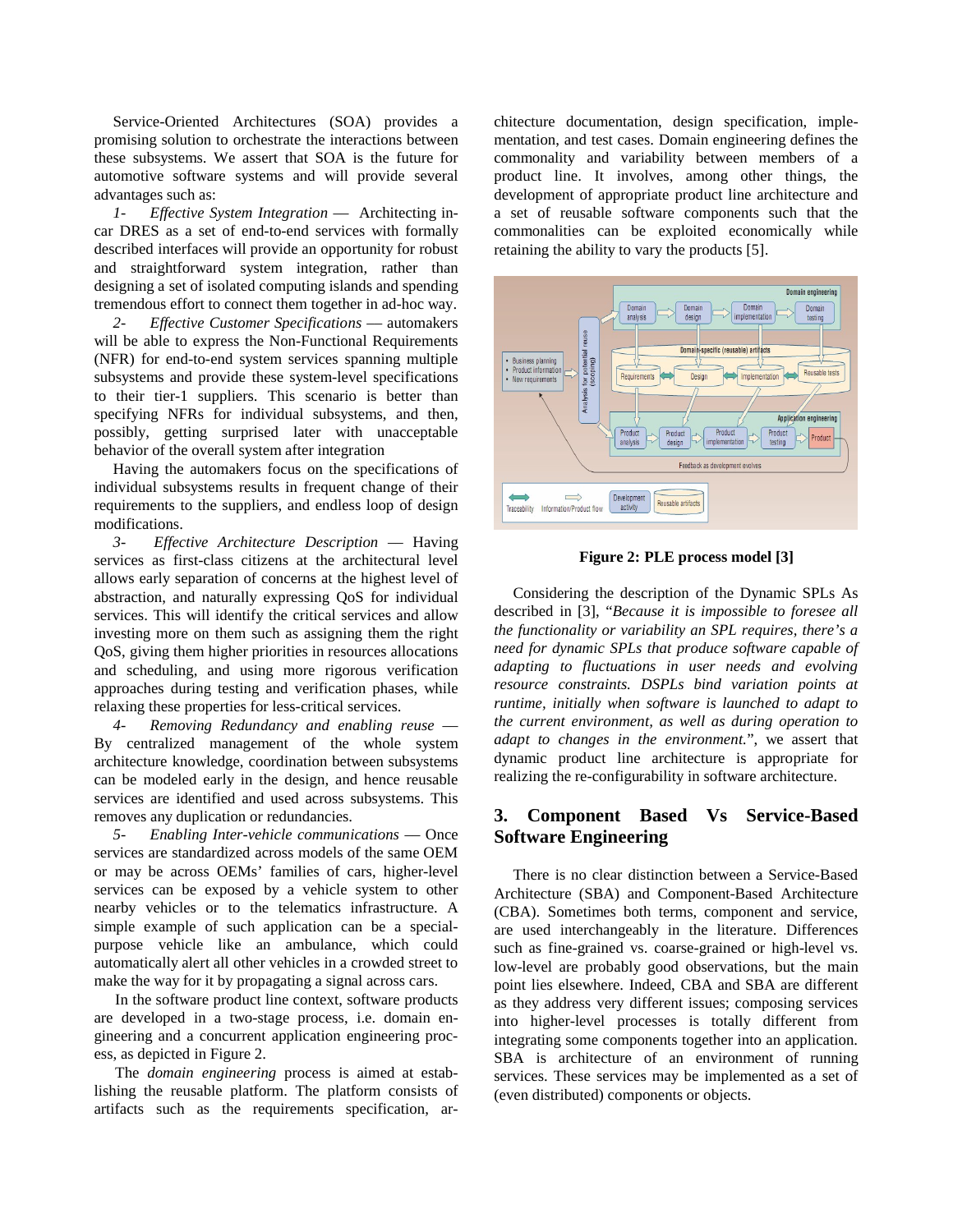Service-Oriented Architectures (SOA) provides a promising solution to orchestrate the interactions between these subsystems. We assert that SOA is the future for automotive software systems and will provide several advantages such as:

1- *Effective System Integration* — Architecting in-car DRES as a set of end-to-end services with formally described interfaces will provide an opportunity for robust and straightforward system integration, rather than designing a set of isolated computing islands and spending tremendous effort to connect them together in ad-hoc way.

2- *Effective Customer Specifications* — automakers will be able to express the Non-Functional Requirements (NFR) for end-to-end system services spanning multiple subsystems and provide these system-level specifications to their tier-1 suppliers. This scenario is better than specifying NFRs for individual subsystems, and then, possibly, getting surprised later with unacceptable behavior of the overall system after integration

Having the automakers focus on the specifications of individual subsystems results in frequent change of their requirements to the suppliers, and endless loop of design modifications.

3- *Effective Architecture Description* — Having services as first-class citizens at the architectural level allows early separation of concerns at the highest level of abstraction, and naturally expressing QoS for individual services. This will identify the critical services and allow investing more on them such as assigning them the right QoS, giving them higher priorities in resources allocations and scheduling, and using more rigorous verification approaches during testing and verification phases, while relaxing these properties for less-critical services.

4- *Removing Redundancy and enabling reuse* — By centralized management of the whole system architecture knowledge, coordination between subsystems can be modeled early in the design, and hence reusable services are identified and used across subsystems. This removes any duplication or redundancies.

5- *Enabling Inter-vehicle communications* — Once services are standardized across models of the same OEM or may be across OEMs' families of cars, higher-level services can be exposed by a vehicle system to other nearby vehicles or to the telematics infrastructure. A simple example of such application can be a special-purpose vehicle like an ambulance, which could automatically alert all other vehicles in a crowded street to make the way for it by propagating a signal across cars.

In the software product line context, software products are developed in a two-stage process, i.e. domain engineering and a concurrent application engineering process, as depicted in Figure 2.

The *domain engineering* process is aimed at establishing the reusable platform. The platform consists of artifacts such as the requirements specification, architecture documentation, design specification, implementation, and test cases. Domain engineering defines the commonality and variability between members of a product line. It involves, among other things, the development of appropriate product line architecture and a set of reusable software components such that the commonalities can be exploited economically while retaining the ability to vary the products [5].

**Figure 2: PLE process model [3]**

Considering the description of the Dynamic SPLs As described in [3], "*Because it is impossible to foresee all the functionality or variability an SPL requires, there's a need for dynamic SPLs that produce software capable of adapting to fluctuations in user needs and evolving resource constraints. DSPLs bind variation points at runtime, initially when software is launched to adapt to the current environment, as well as during operation to adapt to changes in the environment.*", we assert that dynamic product line architecture is appropriate for realizing the re-configurability in software architecture.

## 3. Component Based Vs Service-Based Software Engineering

There is no clear distinction between a Service-Based Architecture (SBA) and Component-Based Architecture (CBA). Sometimes both terms, component and service, are used interchangeably in the literature. Differences such as fine-grained vs. coarse-grained or high-level vs. low-level are probably good observations, but the main point lies elsewhere. Indeed, CBA and SBA are different as they address very different issues; composing services into higher-level processes is totally different from integrating some components together into an application. SBA is architecture of an environment of running services. These services may be implemented as a set of (even distributed) components or objects.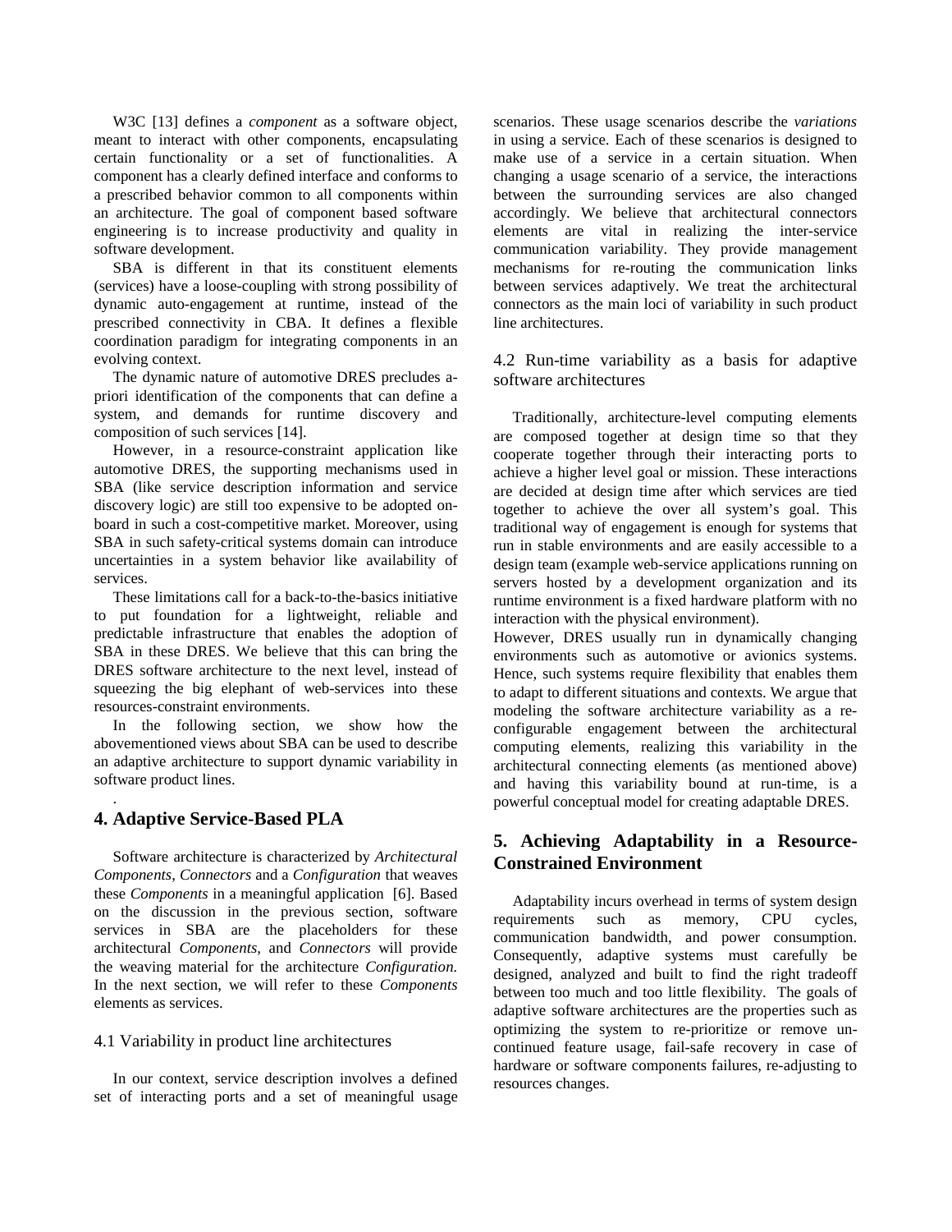W3C [13] defines a *component* as a software object, meant to interact with other components, encapsulating certain functionality or a set of functionalities. A component has a clearly defined interface and conforms to a prescribed behavior common to all components within an architecture. The goal of component based software engineering is to increase productivity and quality in software development.

SBA is different in that its constituent elements (services) have a loose-coupling with strong possibility of dynamic auto-engagement at runtime, instead of the prescribed connectivity in CBA. It defines a flexible coordination paradigm for integrating components in an evolving context.

The dynamic nature of automotive DRES precludes a-priori identification of the components that can define a system, and demands for runtime discovery and composition of such services [14].

However, in a resource-constraint application like automotive DRES, the supporting mechanisms used in SBA (like service description information and service discovery logic) are still too expensive to be adopted on-board in such a cost-competitive market. Moreover, using SBA in such safety-critical systems domain can introduce uncertainties in a system behavior like availability of services.

These limitations call for a back-to-the-basics initiative to put foundation for a lightweight, reliable and predictable infrastructure that enables the adoption of SBA in these DRES. We believe that this can bring the DRES software architecture to the next level, instead of squeezing the big elephant of web-services into these resources-constraint environments.

In the following section, we show how the abovementioned views about SBA can be used to describe an adaptive architecture to support dynamic variability in software product lines.

## 4. Adaptive Service-Based PLA

Software architecture is characterized by *Architectural Components, Connectors* and a *Configuration* that weaves these *Components* in a meaningful application [6]. Based on the discussion in the previous section, software services in SBA are the placeholders for these architectural *Components,* and *Connectors* will provide the weaving material for the architecture *Configuration.* In the next section, we will refer to these *Components* elements as services.

### 4.1 Variability in product line architectures

In our context, service description involves a defined set of interacting ports and a set of meaningful usage scenarios. These usage scenarios describe the *variations* in using a service. Each of these scenarios is designed to make use of a service in a certain situation. When changing a usage scenario of a service, the interactions between the surrounding services are also changed accordingly. We believe that architectural connectors elements are vital in realizing the inter-service communication variability. They provide management mechanisms for re-routing the communication links between services adaptively. We treat the architectural connectors as the main loci of variability in such product line architectures.

### 4.2 Run-time variability as a basis for adaptive software architectures

Traditionally, architecture-level computing elements are composed together at design time so that they cooperate together through their interacting ports to achieve a higher level goal or mission. These interactions are decided at design time after which services are tied together to achieve the over all system's goal. This traditional way of engagement is enough for systems that run in stable environments and are easily accessible to a design team (example web-service applications running on servers hosted by a development organization and its runtime environment is a fixed hardware platform with no interaction with the physical environment).

However, DRES usually run in dynamically changing environments such as automotive or avionics systems. Hence, such systems require flexibility that enables them to adapt to different situations and contexts. We argue that modeling the software architecture variability as a re-configurable engagement between the architectural computing elements, realizing this variability in the architectural connecting elements (as mentioned above) and having this variability bound at run-time, is a powerful conceptual model for creating adaptable DRES.

## 5. Achieving Adaptability in a Resource-Constrained Environment

Adaptability incurs overhead in terms of system design requirements such as memory, CPU cycles, communication bandwidth, and power consumption. Consequently, adaptive systems must carefully be designed, analyzed and built to find the right tradeoff between too much and too little flexibility. The goals of adaptive software architectures are the properties such as optimizing the system to re-prioritize or remove un-continued feature usage, fail-safe recovery in case of hardware or software components failures, re-adjusting to resources changes.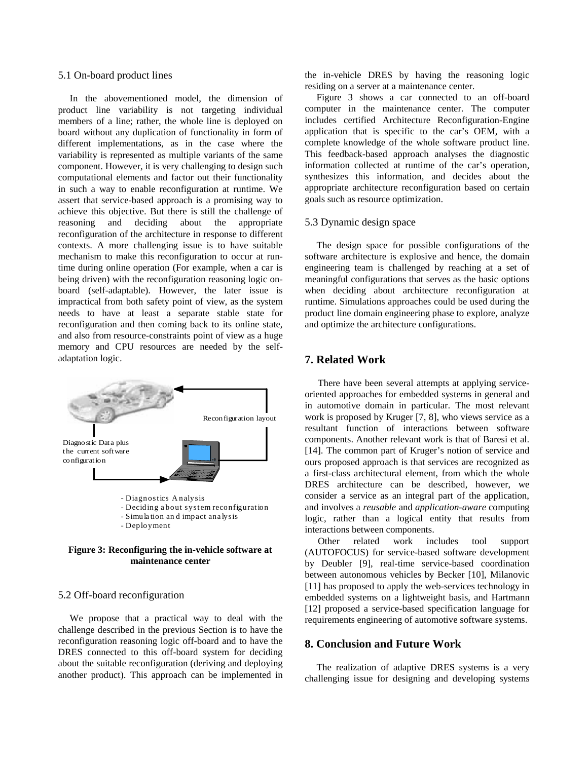### 5.1 On-board product lines

In the abovementioned model, the dimension of product line variability is not targeting individual members of a line; rather, the whole line is deployed on board without any duplication of functionality in form of different implementations, as in the case where the variability is represented as multiple variants of the same component. However, it is very challenging to design such computational elements and factor out their functionality in such a way to enable reconfiguration at runtime. We assert that service-based approach is a promising way to achieve this objective. But there is still the challenge of reasoning and deciding about the appropriate reconfiguration of the architecture in response to different contexts. A more challenging issue is to have suitable mechanism to make this reconfiguration to occur at run-time during online operation (For example, when a car is being driven) with the reconfiguration reasoning logic on-board (self-adaptable). However, the later issue is impractical from both safety point of view, as the system needs to have at least a separate stable state for reconfiguration and then coming back to its online state, and also from resource-constraints point of view as a huge memory and CPU resources are needed by the self-adaptation logic.

Reconfiguration layout

Diagnostic Data plus the current software configuration

- Diagnostics Analysis
- Deciding about system reconfiguration
- Simulation and impact analysis
- Deployment

**Figure 3: Reconfiguring the in-vehicle software at maintenance center**

### 5.2 Off-board reconfiguration

We propose that a practical way to deal with the challenge described in the previous Section is to have the reconfiguration reasoning logic off-board and to have the DRES connected to this off-board system for deciding about the suitable reconfiguration (deriving and deploying another product). This approach can be implemented in the in-vehicle DRES by having the reasoning logic residing on a server at a maintenance center.

Figure 3 shows a car connected to an off-board computer in the maintenance center. The computer includes certified Architecture Reconfiguration-Engine application that is specific to the car's OEM, with a complete knowledge of the whole software product line. This feedback-based approach analyses the diagnostic information collected at runtime of the car's operation, synthesizes this information, and decides about the appropriate architecture reconfiguration based on certain goals such as resource optimization.

### 5.3 Dynamic design space

The design space for possible configurations of the software architecture is explosive and hence, the domain engineering team is challenged by reaching at a set of meaningful configurations that serves as the basic options when deciding about architecture reconfiguration at runtime. Simulations approaches could be used during the product line domain engineering phase to explore, analyze and optimize the architecture configurations.

## 7. Related Work

There have been several attempts at applying service-oriented approaches for embedded systems in general and in automotive domain in particular. The most relevant work is proposed by Kruger [7, 8], who views service as a resultant function of interactions between software components. Another relevant work is that of Baresi et al. [14]. The common part of Kruger's notion of service and ours proposed approach is that services are recognized as a first-class architectural element, from which the whole DRES architecture can be described, however, we consider a service as an integral part of the application, and involves a *reusable* and *application-aware* computing logic, rather than a logical entity that results from interactions between components.

Other related work includes tool support (AUTOFOCUS) for service-based software development by Deubler [9], real-time service-based coordination between autonomous vehicles by Becker [10], Milanovic [11] has proposed to apply the web-services technology in embedded systems on a lightweight basis, and Hartmann [12] proposed a service-based specification language for requirements engineering of automotive software systems.

## 8. Conclusion and Future Work

The realization of adaptive DRES systems is a very challenging issue for designing and developing systems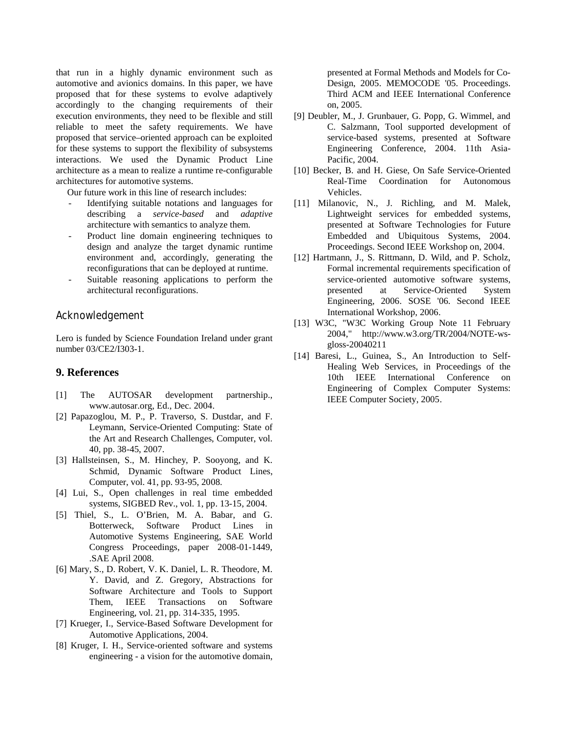that run in a highly dynamic environment such as automotive and avionics domains. In this paper, we have proposed that for these systems to evolve adaptively accordingly to the changing requirements of their execution environments, they need to be flexible and still reliable to meet the safety requirements. We have proposed that service–oriented approach can be exploited for these systems to support the flexibility of subsystems interactions. We used the Dynamic Product Line architecture as a mean to realize a runtime re-configurable architectures for automotive systems.

Our future work in this line of research includes:

- Identifying suitable notations and languages for describing a *service-based* and *adaptive* architecture with semantics to analyze them.
- Product line domain engineering techniques to design and analyze the target dynamic runtime environment and, accordingly, generating the reconfigurations that can be deployed at runtime.
- Suitable reasoning applications to perform the architectural reconfigurations.

## Acknowledgement

Lero is funded by Science Foundation Ireland under grant number 03/CE2/I303-1.

## 9. References

[1] The AUTOSAR development partnership., www.autosar.org, Ed., Dec. 2004.

[2] Papazoglou, M. P., P. Traverso, S. Dustdar, and F. Leymann, Service-Oriented Computing: State of the Art and Research Challenges, Computer, vol. 40, pp. 38-45, 2007.

[3] Hallsteinsen, S., M. Hinchey, P. Sooyong, and K. Schmid, Dynamic Software Product Lines, Computer, vol. 41, pp. 93-95, 2008.

[4] Lui, S., Open challenges in real time embedded systems, SIGBED Rev., vol. 1, pp. 13-15, 2004.

[5] Thiel, S., L. O'Brien, M. A. Babar, and G. Botterweck, Software Product Lines in Automotive Systems Engineering, SAE World Congress Proceedings, paper 2008-01-1449, .SAE April 2008.

[6] Mary, S., D. Robert, V. K. Daniel, L. R. Theodore, M. Y. David, and Z. Gregory, Abstractions for Software Architecture and Tools to Support Them, IEEE Transactions on Software Engineering, vol. 21, pp. 314-335, 1995.

[7] Krueger, I., Service-Based Software Development for Automotive Applications, 2004.

[8] Kruger, I. H., Service-oriented software and systems engineering - a vision for the automotive domain, presented at Formal Methods and Models for Co-Design, 2005. MEMOCODE '05. Proceedings. Third ACM and IEEE International Conference on, 2005.

[9] Deubler, M., J. Grunbauer, G. Popp, G. Wimmel, and C. Salzmann, Tool supported development of service-based systems, presented at Software Engineering Conference, 2004. 11th Asia-Pacific, 2004.

[10] Becker, B. and H. Giese, On Safe Service-Oriented Real-Time Coordination for Autonomous Vehicles.

[11] Milanovic, N., J. Richling, and M. Malek, Lightweight services for embedded systems, presented at Software Technologies for Future Embedded and Ubiquitous Systems, 2004. Proceedings. Second IEEE Workshop on, 2004.

[12] Hartmann, J., S. Rittmann, D. Wild, and P. Scholz, Formal incremental requirements specification of service-oriented automotive software systems, presented at Service-Oriented System Engineering, 2006. SOSE '06. Second IEEE International Workshop, 2006.

[13] W3C, "W3C Working Group Note 11 February 2004," http://www.w3.org/TR/2004/NOTE-ws-gloss-20040211

[14] Baresi, L., Guinea, S., An Introduction to Self-Healing Web Services, in Proceedings of the 10th IEEE International Conference on Engineering of Complex Computer Systems: IEEE Computer Society, 2005.